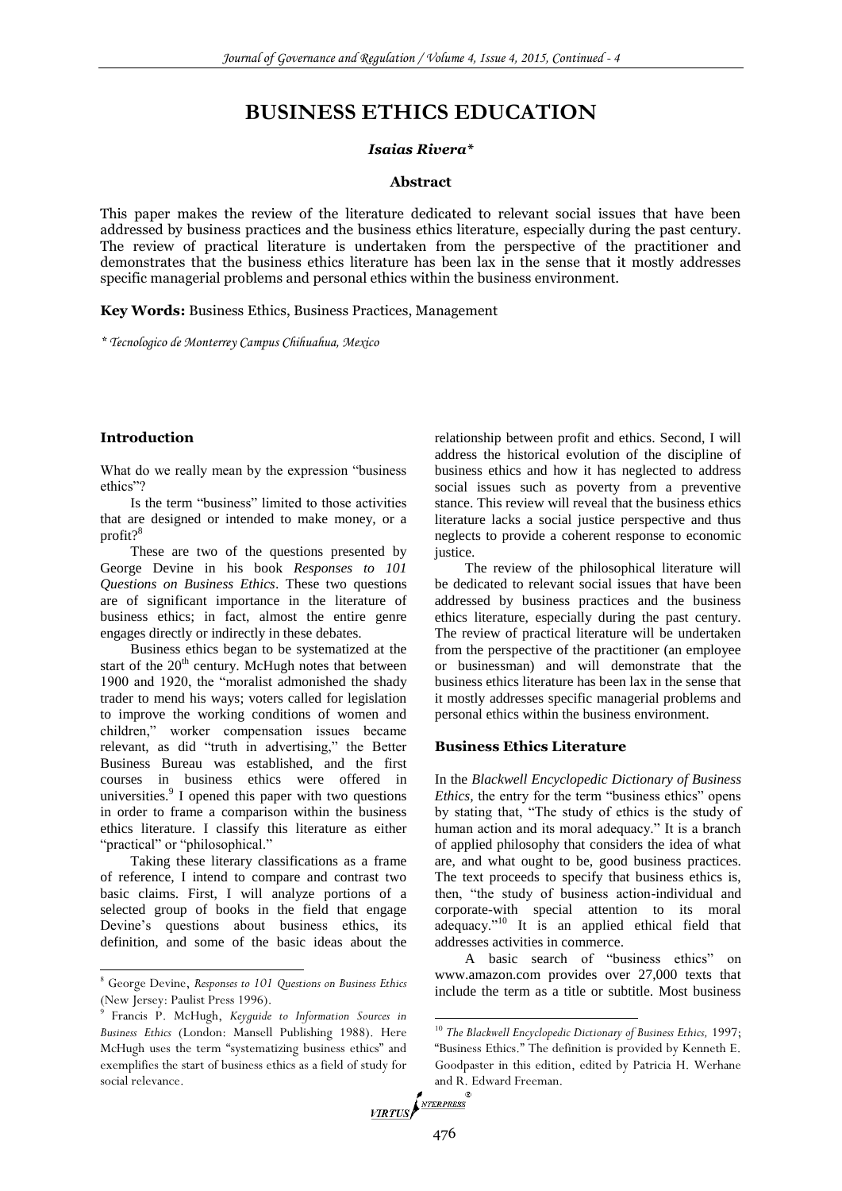# BUSINESS ETHICS EDUCATION

***Isaias Rivera****

**Abstract**

This paper makes the review of the literature dedicated to relevant social issues that have been addressed by business practices and the business ethics literature, especially during the past century. The review of practical literature is undertaken from the perspective of the practitioner and demonstrates that the business ethics literature has been lax in the sense that it mostly addresses specific managerial problems and personal ethics within the business environment.

**Key Words:** Business Ethics, Business Practices, Management

*\* Tecnologico de Monterrey Campus Chihuahua, Mexico*

## Introduction

What do we really mean by the expression "business ethics"?

Is the term "business" limited to those activities that are designed or intended to make money, or a profit?[8]

These are two of the questions presented by George Devine in his book *Responses to 101 Questions on Business Ethics*. These two questions are of significant importance in the literature of business ethics; in fact, almost the entire genre engages directly or indirectly in these debates.

Business ethics began to be systematized at the start of the 20th century. McHugh notes that between 1900 and 1920, the "moralist admonished the shady trader to mend his ways; voters called for legislation to improve the working conditions of women and children," worker compensation issues became relevant, as did "truth in advertising," the Better Business Bureau was established, and the first courses in business ethics were offered in universities.[9] I opened this paper with two questions in order to frame a comparison within the business ethics literature. I classify this literature as either "practical" or "philosophical."

Taking these literary classifications as a frame of reference, I intend to compare and contrast two basic claims. First, I will analyze portions of a selected group of books in the field that engage Devine's questions about business ethics, its definition, and some of the basic ideas about the relationship between profit and ethics. Second, I will address the historical evolution of the discipline of business ethics and how it has neglected to address social issues such as poverty from a preventive stance. This review will reveal that the business ethics literature lacks a social justice perspective and thus neglects to provide a coherent response to economic justice.

The review of the philosophical literature will be dedicated to relevant social issues that have been addressed by business practices and the business ethics literature, especially during the past century. The review of practical literature will be undertaken from the perspective of the practitioner (an employee or businessman) and will demonstrate that the business ethics literature has been lax in the sense that it mostly addresses specific managerial problems and personal ethics within the business environment.

## Business Ethics Literature

In the *Blackwell Encyclopedic Dictionary of Business Ethics,* the entry for the term "business ethics" opens by stating that, "The study of ethics is the study of human action and its moral adequacy." It is a branch of applied philosophy that considers the idea of what are, and what ought to be, good business practices. The text proceeds to specify that business ethics is, then, "the study of business action-individual and corporate-with special attention to its moral adequacy."[10] It is an applied ethical field that addresses activities in commerce.

A basic search of "business ethics" on www.amazon.com provides over 27,000 texts that include the term as a title or subtitle. Most business

---

[8] George Devine, *Responses to 101 Questions on Business Ethics* (New Jersey: Paulist Press 1996).

[9] Francis P. McHugh, *Keyguide to Information Sources in Business Ethics* (London: Mansell Publishing 1988). Here McHugh uses the term "systematizing business ethics" and exemplifies the start of business ethics as a field of study for social relevance.

[10] *The Blackwell Encyclopedic Dictionary of Business Ethics,* 1997; "Business Ethics." The definition is provided by Kenneth E. Goodpaster in this edition, edited by Patricia H. Werhane and R. Edward Freeman.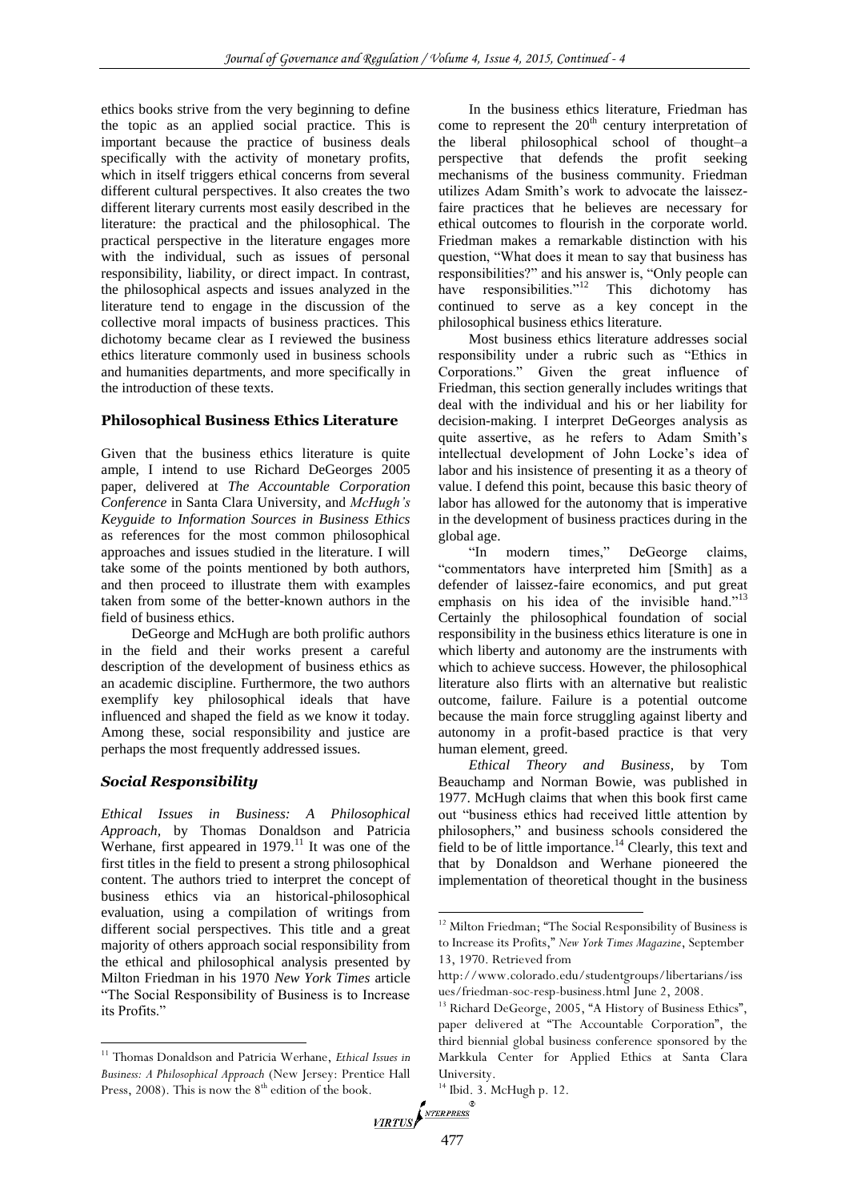ethics books strive from the very beginning to define the topic as an applied social practice. This is important because the practice of business deals specifically with the activity of monetary profits, which in itself triggers ethical concerns from several different cultural perspectives. It also creates the two different literary currents most easily described in the literature: the practical and the philosophical. The practical perspective in the literature engages more with the individual, such as issues of personal responsibility, liability, or direct impact. In contrast, the philosophical aspects and issues analyzed in the literature tend to engage in the discussion of the collective moral impacts of business practices. This dichotomy became clear as I reviewed the business ethics literature commonly used in business schools and humanities departments, and more specifically in the introduction of these texts.

## Philosophical Business Ethics Literature

Given that the business ethics literature is quite ample, I intend to use Richard DeGeorges 2005 paper, delivered at *The Accountable Corporation Conference* in Santa Clara University, and *McHugh's Keyguide to Information Sources in Business Ethics* as references for the most common philosophical approaches and issues studied in the literature. I will take some of the points mentioned by both authors, and then proceed to illustrate them with examples taken from some of the better-known authors in the field of business ethics.

DeGeorge and McHugh are both prolific authors in the field and their works present a careful description of the development of business ethics as an academic discipline. Furthermore, the two authors exemplify key philosophical ideals that have influenced and shaped the field as we know it today. Among these, social responsibility and justice are perhaps the most frequently addressed issues.

### *Social Responsibility*

*Ethical Issues in Business: A Philosophical Approach*, by Thomas Donaldson and Patricia Werhane, first appeared in 1979.[11] It was one of the first titles in the field to present a strong philosophical content. The authors tried to interpret the concept of business ethics via an historical-philosophical evaluation, using a compilation of writings from different social perspectives. This title and a great majority of others approach social responsibility from the ethical and philosophical analysis presented by Milton Friedman in his 1970 *New York Times* article "The Social Responsibility of Business is to Increase its Profits."

In the business ethics literature, Friedman has come to represent the 20th century interpretation of the liberal philosophical school of thought–a perspective that defends the profit seeking mechanisms of the business community. Friedman utilizes Adam Smith's work to advocate the laissez-faire practices that he believes are necessary for ethical outcomes to flourish in the corporate world. Friedman makes a remarkable distinction with his question, "What does it mean to say that business has responsibilities?" and his answer is, "Only people can have responsibilities."[12] This dichotomy has continued to serve as a key concept in the philosophical business ethics literature.

Most business ethics literature addresses social responsibility under a rubric such as "Ethics in Corporations." Given the great influence of Friedman, this section generally includes writings that deal with the individual and his or her liability for decision-making. I interpret DeGeorges analysis as quite assertive, as he refers to Adam Smith's intellectual development of John Locke's idea of labor and his insistence of presenting it as a theory of value. I defend this point, because this basic theory of labor has allowed for the autonomy that is imperative in the development of business practices during in the global age.

"In modern times," DeGeorge claims, "commentators have interpreted him [Smith] as a defender of laissez-faire economics, and put great emphasis on his idea of the invisible hand."[13] Certainly the philosophical foundation of social responsibility in the business ethics literature is one in which liberty and autonomy are the instruments with which to achieve success. However, the philosophical literature also flirts with an alternative but realistic outcome, failure. Failure is a potential outcome because the main force struggling against liberty and autonomy in a profit-based practice is that very human element, greed.

*Ethical Theory and Business*, by Tom Beauchamp and Norman Bowie, was published in 1977. McHugh claims that when this book first came out "business ethics had received little attention by philosophers," and business schools considered the field to be of little importance.[14] Clearly, this text and that by Donaldson and Werhane pioneered the implementation of theoretical thought in the business

---

[11] Thomas Donaldson and Patricia Werhane, *Ethical Issues in Business: A Philosophical Approach* (New Jersey: Prentice Hall Press, 2008). This is now the 8th edition of the book.

[12] Milton Friedman; "The Social Responsibility of Business is to Increase its Profits," *New York Times Magazine*, September 13, 1970. Retrieved from http://www.colorado.edu/studentgroups/libertarians/issues/friedman-soc-resp-business.html June 2, 2008.

[13] Richard DeGeorge, 2005, "A History of Business Ethics", paper delivered at "The Accountable Corporation", the third biennial global business conference sponsored by the Markkula Center for Applied Ethics at Santa Clara University.

[14] Ibid. 3. McHugh p. 12.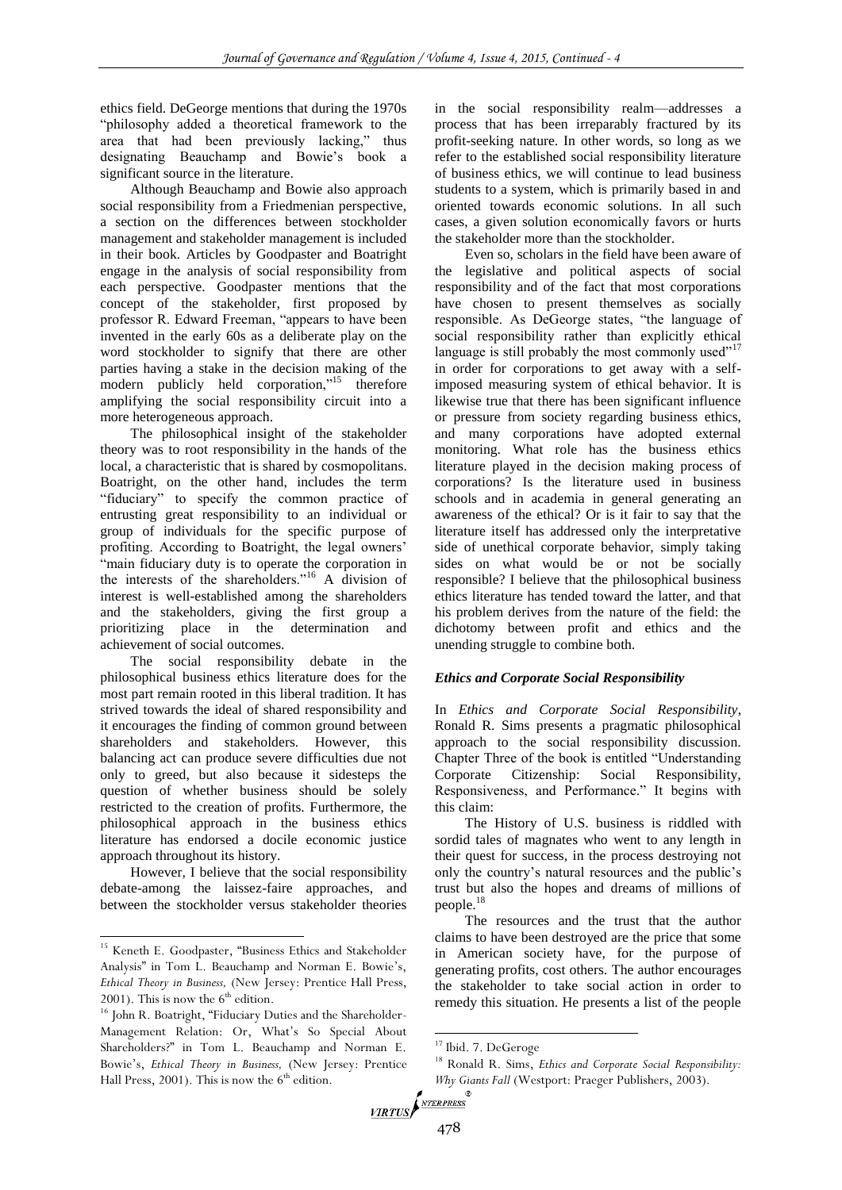ethics field. DeGeorge mentions that during the 1970s "philosophy added a theoretical framework to the area that had been previously lacking," thus designating Beauchamp and Bowie's book a significant source in the literature.

Although Beauchamp and Bowie also approach social responsibility from a Friedmenian perspective, a section on the differences between stockholder management and stakeholder management is included in their book. Articles by Goodpaster and Boatright engage in the analysis of social responsibility from each perspective. Goodpaster mentions that the concept of the stakeholder, first proposed by professor R. Edward Freeman, "appears to have been invented in the early 60s as a deliberate play on the word stockholder to signify that there are other parties having a stake in the decision making of the modern publicly held corporation,"[15] therefore amplifying the social responsibility circuit into a more heterogeneous approach.

The philosophical insight of the stakeholder theory was to root responsibility in the hands of the local, a characteristic that is shared by cosmopolitans. Boatright, on the other hand, includes the term "fiduciary" to specify the common practice of entrusting great responsibility to an individual or group of individuals for the specific purpose of profiting. According to Boatright, the legal owners' "main fiduciary duty is to operate the corporation in the interests of the shareholders."[16] A division of interest is well-established among the shareholders and the stakeholders, giving the first group a prioritizing place in the determination and achievement of social outcomes.

The social responsibility debate in the philosophical business ethics literature does for the most part remain rooted in this liberal tradition. It has strived towards the ideal of shared responsibility and it encourages the finding of common ground between shareholders and stakeholders. However, this balancing act can produce severe difficulties due not only to greed, but also because it sidesteps the question of whether business should be solely restricted to the creation of profits. Furthermore, the philosophical approach in the business ethics literature has endorsed a docile economic justice approach throughout its history.

However, I believe that the social responsibility debate-among the laissez-faire approaches, and between the stockholder versus stakeholder theories in the social responsibility realm—addresses a process that has been irreparably fractured by its profit-seeking nature. In other words, so long as we refer to the established social responsibility literature of business ethics, we will continue to lead business students to a system, which is primarily based in and oriented towards economic solutions. In all such cases, a given solution economically favors or hurts the stakeholder more than the stockholder.

Even so, scholars in the field have been aware of the legislative and political aspects of social responsibility and of the fact that most corporations have chosen to present themselves as socially responsible. As DeGeorge states, "the language of social responsibility rather than explicitly ethical language is still probably the most commonly used"[17] in order for corporations to get away with a self-imposed measuring system of ethical behavior. It is likewise true that there has been significant influence or pressure from society regarding business ethics, and many corporations have adopted external monitoring. What role has the business ethics literature played in the decision making process of corporations? Is the literature used in business schools and in academia in general generating an awareness of the ethical? Or is it fair to say that the literature itself has addressed only the interpretative side of unethical corporate behavior, simply taking sides on what would be or not be socially responsible? I believe that the philosophical business ethics literature has tended toward the latter, and that his problem derives from the nature of the field: the dichotomy between profit and ethics and the unending struggle to combine both.

### *Ethics and Corporate Social Responsibility*

In *Ethics and Corporate Social Responsibility*, Ronald R. Sims presents a pragmatic philosophical approach to the social responsibility discussion. Chapter Three of the book is entitled "Understanding Corporate Citizenship: Social Responsibility, Responsiveness, and Performance." It begins with this claim:

> The History of U.S. business is riddled with sordid tales of magnates who went to any length in their quest for success, in the process destroying not only the country's natural resources and the public's trust but also the hopes and dreams of millions of people.[18]

The resources and the trust that the author claims to have been destroyed are the price that some in American society have, for the purpose of generating profits, cost others. The author encourages the stakeholder to take social action in order to remedy this situation. He presents a list of the people

---

[15] Keneth E. Goodpaster, "Business Ethics and Stakeholder Analysis" in Tom L. Beauchamp and Norman E. Bowie's, *Ethical Theory in Business,* (New Jersey: Prentice Hall Press, 2001). This is now the 6th edition.

[16] John R. Boatright, "Fiduciary Duties and the Shareholder-Management Relation: Or, What's So Special About Shareholders?" in Tom L. Beauchamp and Norman E. Bowie's, *Ethical Theory in Business,* (New Jersey: Prentice Hall Press, 2001). This is now the 6th edition.

[17] Ibid. 7. DeGeroge

[18] Ronald R. Sims, *Ethics and Corporate Social Responsibility: Why Giants Fall* (Westport: Praeger Publishers, 2003).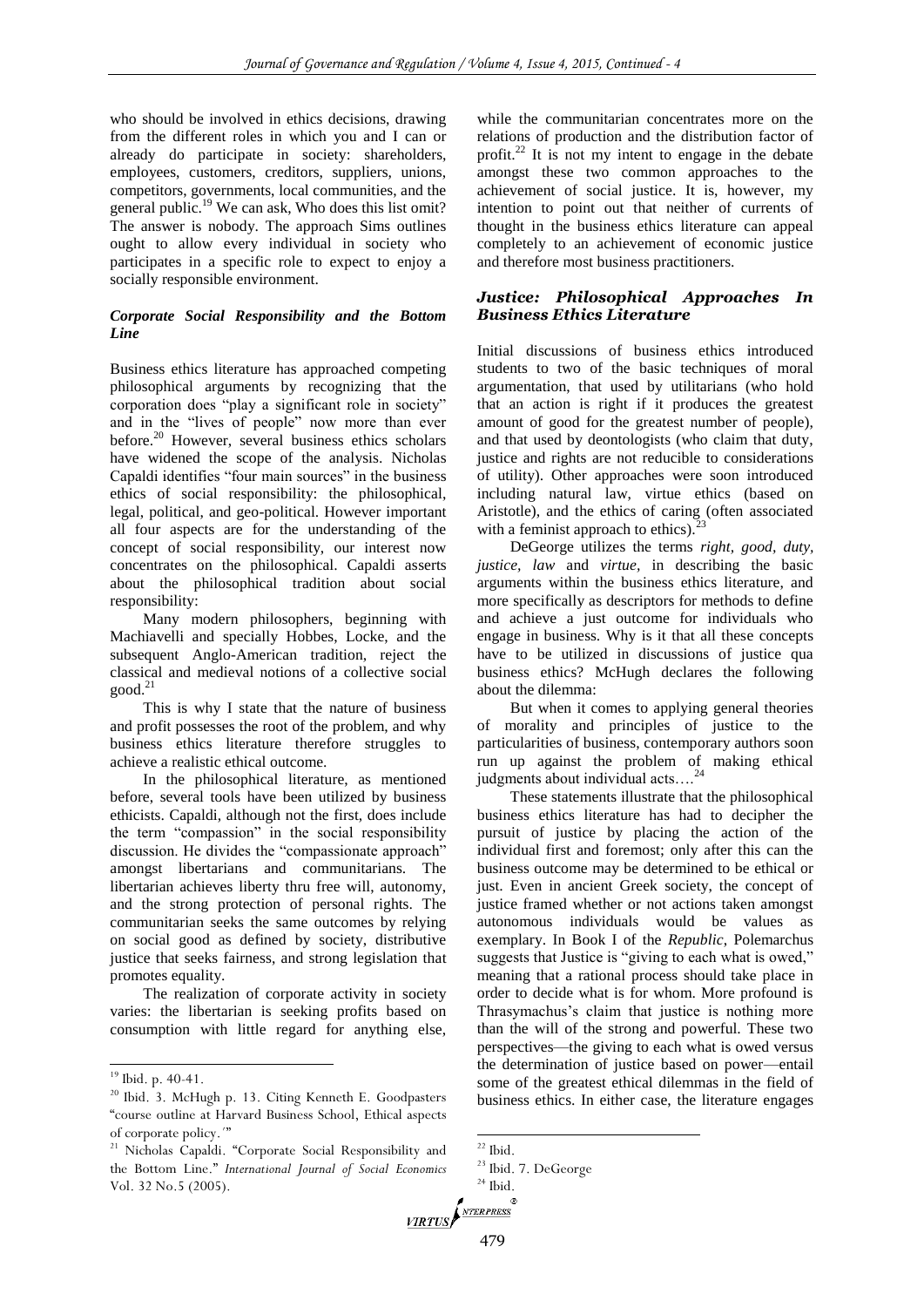who should be involved in ethics decisions, drawing from the different roles in which you and I can or already do participate in society: shareholders, employees, customers, creditors, suppliers, unions, competitors, governments, local communities, and the general public.[19] We can ask, Who does this list omit? The answer is nobody. The approach Sims outlines ought to allow every individual in society who participates in a specific role to expect to enjoy a socially responsible environment.

### *Corporate Social Responsibility and the Bottom Line*

Business ethics literature has approached competing philosophical arguments by recognizing that the corporation does "play a significant role in society" and in the "lives of people" now more than ever before.[20] However, several business ethics scholars have widened the scope of the analysis. Nicholas Capaldi identifies "four main sources" in the business ethics of social responsibility: the philosophical, legal, political, and geo-political. However important all four aspects are for the understanding of the concept of social responsibility, our interest now concentrates on the philosophical. Capaldi asserts about the philosophical tradition about social responsibility:

Many modern philosophers, beginning with Machiavelli and specially Hobbes, Locke, and the subsequent Anglo-American tradition, reject the classical and medieval notions of a collective social good.[21]

This is why I state that the nature of business and profit possesses the root of the problem, and why business ethics literature therefore struggles to achieve a realistic ethical outcome.

In the philosophical literature, as mentioned before, several tools have been utilized by business ethicists. Capaldi, although not the first, does include the term "compassion" in the social responsibility discussion. He divides the "compassionate approach" amongst libertarians and communitarians. The libertarian achieves liberty thru free will, autonomy, and the strong protection of personal rights. The communitarian seeks the same outcomes by relying on social good as defined by society, distributive justice that seeks fairness, and strong legislation that promotes equality.

The realization of corporate activity in society varies: the libertarian is seeking profits based on consumption with little regard for anything else, while the communitarian concentrates more on the relations of production and the distribution factor of profit.[22] It is not my intent to engage in the debate amongst these two common approaches to the achievement of social justice. It is, however, my intention to point out that neither of currents of thought in the business ethics literature can appeal completely to an achievement of economic justice and therefore most business practitioners.

### *Justice: Philosophical Approaches In Business Ethics Literature*

Initial discussions of business ethics introduced students to two of the basic techniques of moral argumentation, that used by utilitarians (who hold that an action is right if it produces the greatest amount of good for the greatest number of people), and that used by deontologists (who claim that duty, justice and rights are not reducible to considerations of utility). Other approaches were soon introduced including natural law, virtue ethics (based on Aristotle), and the ethics of caring (often associated with a feminist approach to ethics).[23]

DeGeorge utilizes the terms *right*, *good*, *duty*, *justice*, *law* and *virtue*, in describing the basic arguments within the business ethics literature, and more specifically as descriptors for methods to define and achieve a just outcome for individuals who engage in business. Why is it that all these concepts have to be utilized in discussions of justice qua business ethics? McHugh declares the following about the dilemma:

But when it comes to applying general theories of morality and principles of justice to the particularities of business, contemporary authors soon run up against the problem of making ethical judgments about individual acts….[24]

These statements illustrate that the philosophical business ethics literature has had to decipher the pursuit of justice by placing the action of the individual first and foremost; only after this can the business outcome may be determined to be ethical or just. Even in ancient Greek society, the concept of justice framed whether or not actions taken amongst autonomous individuals would be values as exemplary. In Book I of the *Republic*, Polemarchus suggests that Justice is "giving to each what is owed," meaning that a rational process should take place in order to decide what is for whom. More profound is Thrasymachus's claim that justice is nothing more than the will of the strong and powerful. These two perspectives—the giving to each what is owed versus the determination of justice based on power—entail some of the greatest ethical dilemmas in the field of business ethics. In either case, the literature engages

---

[19] Ibid. p. 40-41.

[20] Ibid. 3. McHugh p. 13. Citing Kenneth E. Goodpasters "course outline at Harvard Business School, Ethical aspects of corporate policy.'"

[21] Nicholas Capaldi. "Corporate Social Responsibility and the Bottom Line." *International Journal of Social Economics* Vol. 32 No.5 (2005).

[22] Ibid.

[23] Ibid. 7. DeGeorge

[24] Ibid.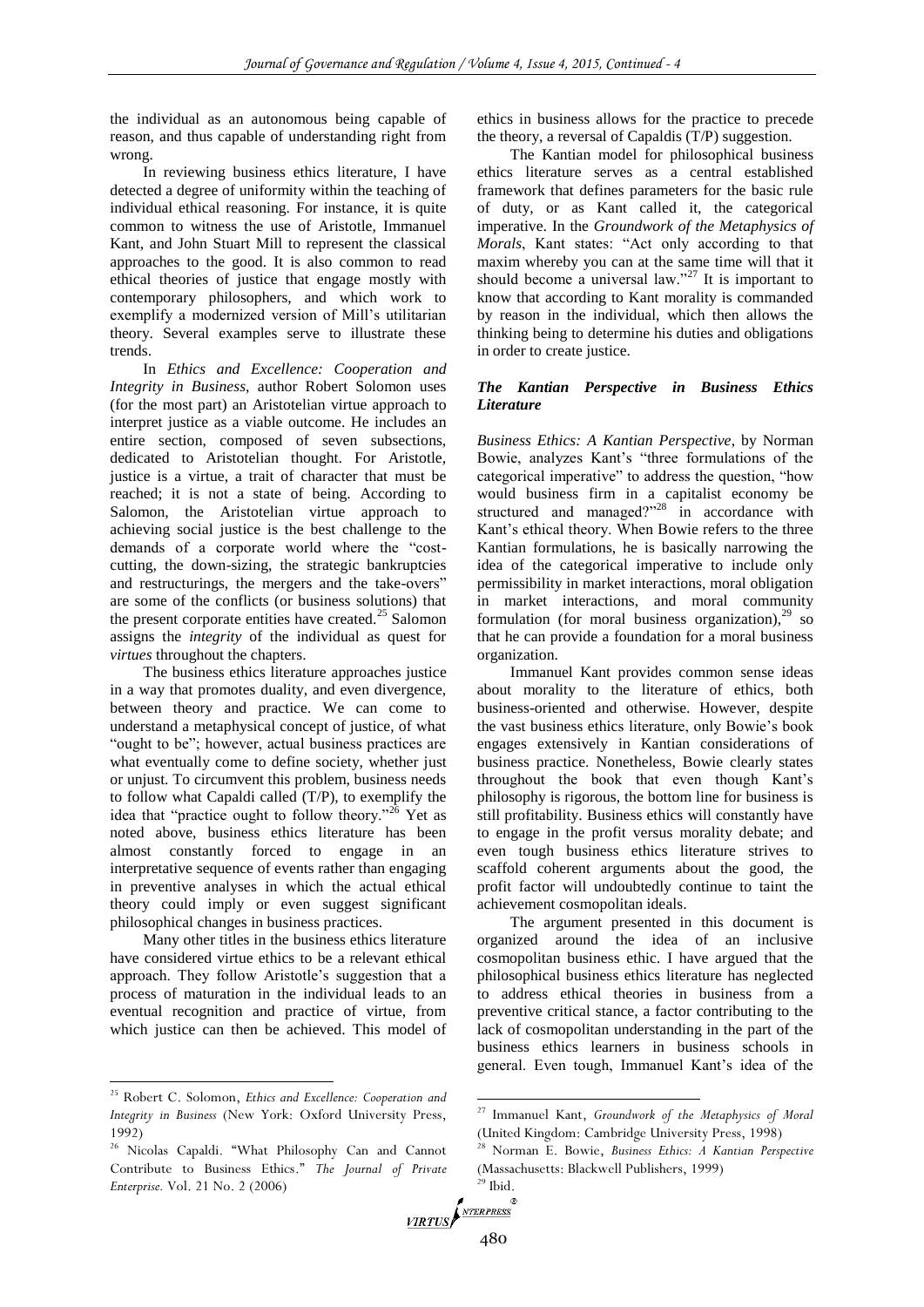the individual as an autonomous being capable of reason, and thus capable of understanding right from wrong.

In reviewing business ethics literature, I have detected a degree of uniformity within the teaching of individual ethical reasoning. For instance, it is quite common to witness the use of Aristotle, Immanuel Kant, and John Stuart Mill to represent the classical approaches to the good. It is also common to read ethical theories of justice that engage mostly with contemporary philosophers, and which work to exemplify a modernized version of Mill's utilitarian theory. Several examples serve to illustrate these trends.

In *Ethics and Excellence: Cooperation and Integrity in Business*, author Robert Solomon uses (for the most part) an Aristotelian virtue approach to interpret justice as a viable outcome. He includes an entire section, composed of seven subsections, dedicated to Aristotelian thought. For Aristotle, justice is a virtue, a trait of character that must be reached; it is not a state of being. According to Salomon, the Aristotelian virtue approach to achieving social justice is the best challenge to the demands of a corporate world where the "cost-cutting, the down-sizing, the strategic bankruptcies and restructurings, the mergers and the take-overs" are some of the conflicts (or business solutions) that the present corporate entities have created.[25] Salomon assigns the *integrity* of the individual as quest for *virtues* throughout the chapters.

The business ethics literature approaches justice in a way that promotes duality, and even divergence, between theory and practice. We can come to understand a metaphysical concept of justice, of what "ought to be"; however, actual business practices are what eventually come to define society, whether just or unjust. To circumvent this problem, business needs to follow what Capaldi called (T/P), to exemplify the idea that "practice ought to follow theory."[26] Yet as noted above, business ethics literature has been almost constantly forced to engage in an interpretative sequence of events rather than engaging in preventive analyses in which the actual ethical theory could imply or even suggest significant philosophical changes in business practices.

Many other titles in the business ethics literature have considered virtue ethics to be a relevant ethical approach. They follow Aristotle's suggestion that a process of maturation in the individual leads to an eventual recognition and practice of virtue, from which justice can then be achieved. This model of ethics in business allows for the practice to precede the theory, a reversal of Capaldis (T/P) suggestion.

The Kantian model for philosophical business ethics literature serves as a central established framework that defines parameters for the basic rule of duty, or as Kant called it, the categorical imperative. In the *Groundwork of the Metaphysics of Morals*, Kant states: "Act only according to that maxim whereby you can at the same time will that it should become a universal law."[27] It is important to know that according to Kant morality is commanded by reason in the individual, which then allows the thinking being to determine his duties and obligations in order to create justice.

### *The Kantian Perspective in Business Ethics Literature*

*Business Ethics: A Kantian Perspective*, by Norman Bowie, analyzes Kant's "three formulations of the categorical imperative" to address the question, "how would business firm in a capitalist economy be structured and managed?"[28] in accordance with Kant's ethical theory. When Bowie refers to the three Kantian formulations, he is basically narrowing the idea of the categorical imperative to include only permissibility in market interactions, moral obligation in market interactions, and moral community formulation (for moral business organization),[29] so that he can provide a foundation for a moral business organization.

Immanuel Kant provides common sense ideas about morality to the literature of ethics, both business-oriented and otherwise. However, despite the vast business ethics literature, only Bowie's book engages extensively in Kantian considerations of business practice. Nonetheless, Bowie clearly states throughout the book that even though Kant's philosophy is rigorous, the bottom line for business is still profitability. Business ethics will constantly have to engage in the profit versus morality debate; and even tough business ethics literature strives to scaffold coherent arguments about the good, the profit factor will undoubtedly continue to taint the achievement cosmopolitan ideals.

The argument presented in this document is organized around the idea of an inclusive cosmopolitan business ethic. I have argued that the philosophical business ethics literature has neglected to address ethical theories in business from a preventive critical stance, a factor contributing to the lack of cosmopolitan understanding in the part of the business ethics learners in business schools in general. Even tough, Immanuel Kant's idea of the

---

[25] Robert C. Solomon, *Ethics and Excellence: Cooperation and Integrity in Business* (New York: Oxford University Press, 1992)

[26] Nicolas Capaldi. "What Philosophy Can and Cannot Contribute to Business Ethics." *The Journal of Private Enterprise.* Vol. 21 No. 2 (2006)

[27] Immanuel Kant, *Groundwork of the Metaphysics of Moral* (United Kingdom: Cambridge University Press, 1998)

[28] Norman E. Bowie, *Business Ethics: A Kantian Perspective* (Massachusetts: Blackwell Publishers, 1999)

[29] Ibid.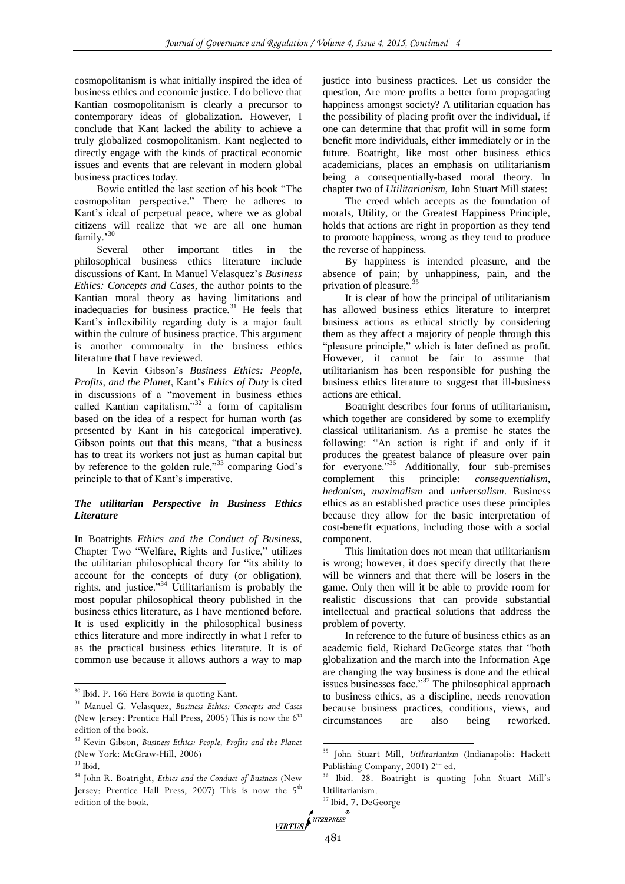cosmopolitanism is what initially inspired the idea of business ethics and economic justice. I do believe that Kantian cosmopolitanism is clearly a precursor to contemporary ideas of globalization. However, I conclude that Kant lacked the ability to achieve a truly globalized cosmopolitanism. Kant neglected to directly engage with the kinds of practical economic issues and events that are relevant in modern global business practices today.

Bowie entitled the last section of his book "The cosmopolitan perspective." There he adheres to Kant's ideal of perpetual peace, where we as global citizens will realize that we are all one human family.'[30]

Several other important titles in the philosophical business ethics literature include discussions of Kant. In Manuel Velasquez's *Business Ethics: Concepts and Cases*, the author points to the Kantian moral theory as having limitations and inadequacies for business practice.[31] He feels that Kant's inflexibility regarding duty is a major fault within the culture of business practice. This argument is another commonalty in the business ethics literature that I have reviewed.

In Kevin Gibson's *Business Ethics: People, Profits, and the Planet*, Kant's *Ethics of Duty* is cited in discussions of a "movement in business ethics called Kantian capitalism,"[32] a form of capitalism based on the idea of a respect for human worth (as presented by Kant in his categorical imperative). Gibson points out that this means, "that a business has to treat its workers not just as human capital but by reference to the golden rule,"[33] comparing God's principle to that of Kant's imperative.

### *The utilitarian Perspective in Business Ethics Literature*

In Boatrights *Ethics and the Conduct of Business*, Chapter Two "Welfare, Rights and Justice," utilizes the utilitarian philosophical theory for "its ability to account for the concepts of duty (or obligation), rights, and justice."[34] Utilitarianism is probably the most popular philosophical theory published in the business ethics literature, as I have mentioned before. It is used explicitly in the philosophical business ethics literature and more indirectly in what I refer to as the practical business ethics literature. It is of common use because it allows authors a way to map justice into business practices. Let us consider the question, Are more profits a better form propagating happiness amongst society? A utilitarian equation has the possibility of placing profit over the individual, if one can determine that that profit will in some form benefit more individuals, either immediately or in the future. Boatright, like most other business ethics academicians, places an emphasis on utilitarianism being a consequentially-based moral theory. In chapter two of *Utilitarianism*, John Stuart Mill states:

The creed which accepts as the foundation of morals, Utility, or the Greatest Happiness Principle, holds that actions are right in proportion as they tend to promote happiness, wrong as they tend to produce the reverse of happiness.

By happiness is intended pleasure, and the absence of pain; by unhappiness, pain, and the privation of pleasure.[35]

It is clear of how the principal of utilitarianism has allowed business ethics literature to interpret business actions as ethical strictly by considering them as they affect a majority of people through this "pleasure principle," which is later defined as profit. However, it cannot be fair to assume that utilitarianism has been responsible for pushing the business ethics literature to suggest that ill-business actions are ethical.

Boatright describes four forms of utilitarianism, which together are considered by some to exemplify classical utilitarianism. As a premise he states the following: "An action is right if and only if it produces the greatest balance of pleasure over pain for everyone."[36] Additionally, four sub-premises complement this principle: *consequentialism, hedonism, maximalism* and *universalism*. Business ethics as an established practice uses these principles because they allow for the basic interpretation of cost-benefit equations, including those with a social component.

This limitation does not mean that utilitarianism is wrong; however, it does specify directly that there will be winners and that there will be losers in the game. Only then will it be able to provide room for realistic discussions that can provide substantial intellectual and practical solutions that address the problem of poverty.

In reference to the future of business ethics as an academic field, Richard DeGeorge states that "both globalization and the march into the Information Age are changing the way business is done and the ethical issues businesses face."[37] The philosophical approach to business ethics, as a discipline, needs renovation because business practices, conditions, views, and circumstances are also being reworked.

---

[30] Ibid. P. 166 Here Bowie is quoting Kant.

[31] Manuel G. Velasquez, *Business Ethics: Concepts and Cases* (New Jersey: Prentice Hall Press, 2005) This is now the 6th edition of the book.

[32] Kevin Gibson, *Business Ethics: People, Profits and the Planet* (New York: McGraw-Hill, 2006)

[33] Ibid.

[34] John R. Boatright, *Ethics and the Conduct of Business* (New Jersey: Prentice Hall Press, 2007) This is now the 5th edition of the book.

[35] John Stuart Mill, *Utilitarianism* (Indianapolis: Hackett Publishing Company, 2001) 2nd ed.

[36] Ibid. 28. Boatright is quoting John Stuart Mill's Utilitarianism.

[37] Ibid. 7. DeGeorge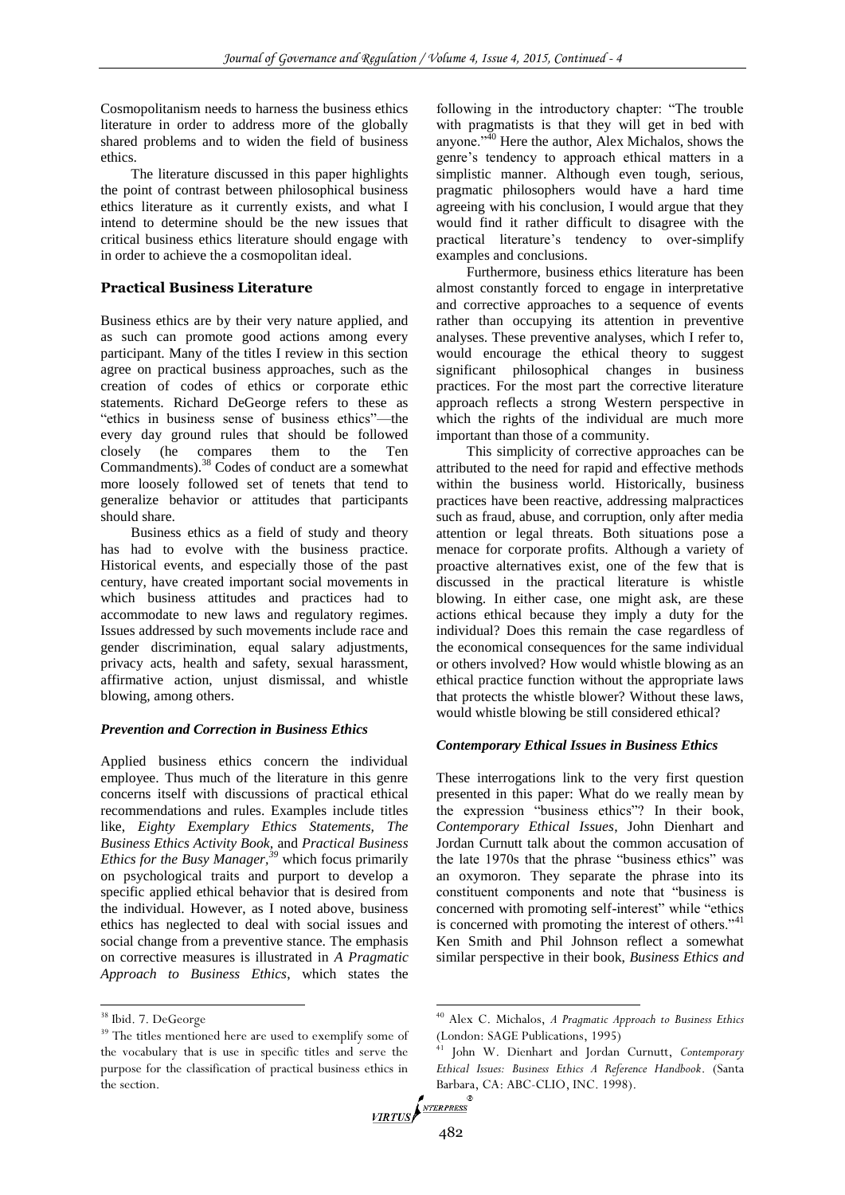Cosmopolitanism needs to harness the business ethics literature in order to address more of the globally shared problems and to widen the field of business ethics.

The literature discussed in this paper highlights the point of contrast between philosophical business ethics literature as it currently exists, and what I intend to determine should be the new issues that critical business ethics literature should engage with in order to achieve the a cosmopolitan ideal.

## Practical Business Literature

Business ethics are by their very nature applied, and as such can promote good actions among every participant. Many of the titles I review in this section agree on practical business approaches, such as the creation of codes of ethics or corporate ethic statements. Richard DeGeorge refers to these as "ethics in business sense of business ethics"—the every day ground rules that should be followed closely (he compares them to the Ten Commandments).[38] Codes of conduct are a somewhat more loosely followed set of tenets that tend to generalize behavior or attitudes that participants should share.

Business ethics as a field of study and theory has had to evolve with the business practice. Historical events, and especially those of the past century, have created important social movements in which business attitudes and practices had to accommodate to new laws and regulatory regimes. Issues addressed by such movements include race and gender discrimination, equal salary adjustments, privacy acts, health and safety, sexual harassment, affirmative action, unjust dismissal, and whistle blowing, among others.

### *Prevention and Correction in Business Ethics*

Applied business ethics concern the individual employee. Thus much of the literature in this genre concerns itself with discussions of practical ethical recommendations and rules. Examples include titles like, *Eighty Exemplary Ethics Statements, The Business Ethics Activity Book,* and *Practical Business Ethics for the Busy Manager,*[39] which focus primarily on psychological traits and purport to develop a specific applied ethical behavior that is desired from the individual. However, as I noted above, business ethics has neglected to deal with social issues and social change from a preventive stance. The emphasis on corrective measures is illustrated in *A Pragmatic Approach to Business Ethics*, which states the following in the introductory chapter: "The trouble with pragmatists is that they will get in bed with anyone."[40] Here the author, Alex Michalos, shows the genre's tendency to approach ethical matters in a simplistic manner. Although even tough, serious, pragmatic philosophers would have a hard time agreeing with his conclusion, I would argue that they would find it rather difficult to disagree with the practical literature's tendency to over-simplify examples and conclusions.

Furthermore, business ethics literature has been almost constantly forced to engage in interpretative and corrective approaches to a sequence of events rather than occupying its attention in preventive analyses. These preventive analyses, which I refer to, would encourage the ethical theory to suggest significant philosophical changes in business practices. For the most part the corrective literature approach reflects a strong Western perspective in which the rights of the individual are much more important than those of a community.

This simplicity of corrective approaches can be attributed to the need for rapid and effective methods within the business world. Historically, business practices have been reactive, addressing malpractices such as fraud, abuse, and corruption, only after media attention or legal threats. Both situations pose a menace for corporate profits. Although a variety of proactive alternatives exist, one of the few that is discussed in the practical literature is whistle blowing. In either case, one might ask, are these actions ethical because they imply a duty for the individual? Does this remain the case regardless of the economical consequences for the same individual or others involved? How would whistle blowing as an ethical practice function without the appropriate laws that protects the whistle blower? Without these laws, would whistle blowing be still considered ethical?

### *Contemporary Ethical Issues in Business Ethics*

These interrogations link to the very first question presented in this paper: What do we really mean by the expression "business ethics"? In their book, *Contemporary Ethical Issues*, John Dienhart and Jordan Curnutt talk about the common accusation of the late 1970s that the phrase "business ethics" was an oxymoron. They separate the phrase into its constituent components and note that "business is concerned with promoting self-interest" while "ethics is concerned with promoting the interest of others."[41] Ken Smith and Phil Johnson reflect a somewhat similar perspective in their book, *Business Ethics and*

---

[38] Ibid. 7. DeGeorge

[39] The titles mentioned here are used to exemplify some of the vocabulary that is use in specific titles and serve the purpose for the classification of practical business ethics in the section.

[40] Alex C. Michalos, *A Pragmatic Approach to Business Ethics* (London: SAGE Publications, 1995)

[41] John W. Dienhart and Jordan Curnutt, *Contemporary Ethical Issues: Business Ethics A Reference Handbook*. (Santa Barbara, CA: ABC-CLIO, INC. 1998).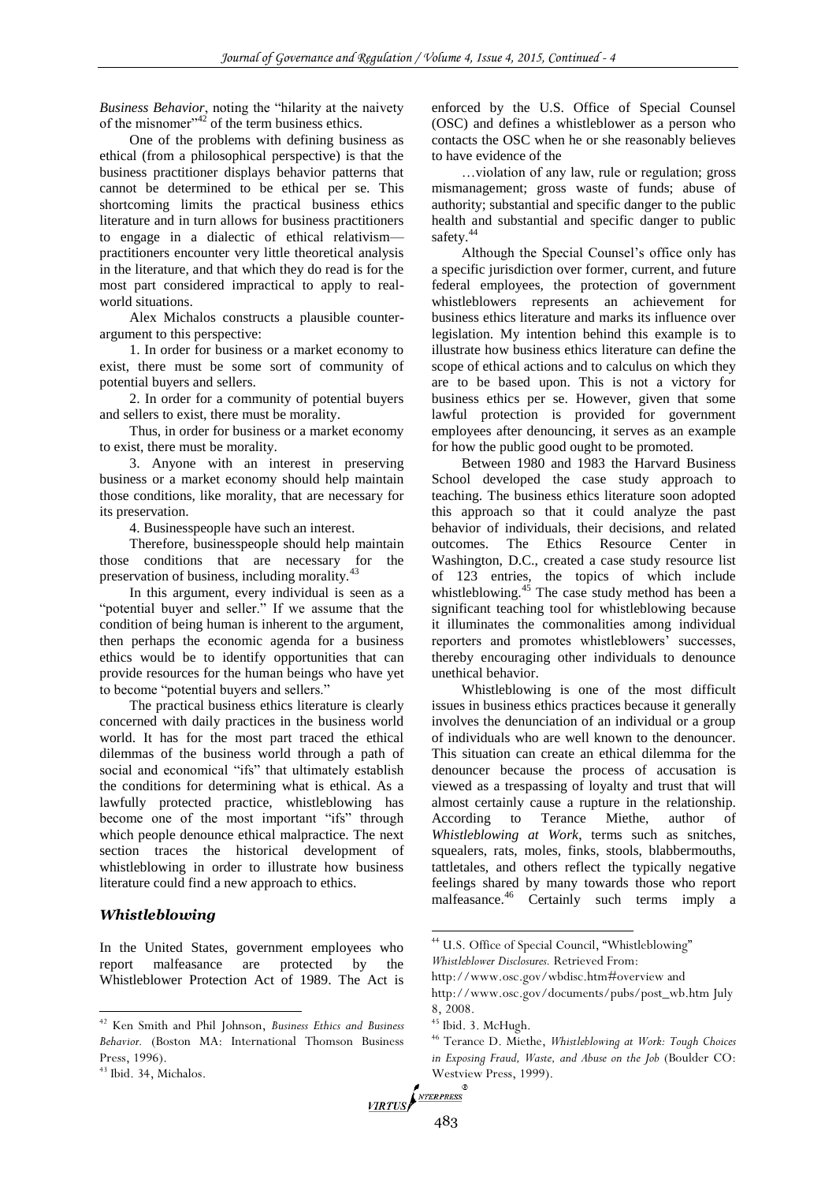*Business Behavior*, noting the "hilarity at the naivety of the misnomer"[42] of the term business ethics.

One of the problems with defining business as ethical (from a philosophical perspective) is that the business practitioner displays behavior patterns that cannot be determined to be ethical per se. This shortcoming limits the practical business ethics literature and in turn allows for business practitioners to engage in a dialectic of ethical relativism—practitioners encounter very little theoretical analysis in the literature, and that which they do read is for the most part considered impractical to apply to real-world situations.

Alex Michalos constructs a plausible counter-argument to this perspective:

1. In order for business or a market economy to exist, there must be some sort of community of potential buyers and sellers.

2. In order for a community of potential buyers and sellers to exist, there must be morality.

Thus, in order for business or a market economy to exist, there must be morality.

3. Anyone with an interest in preserving business or a market economy should help maintain those conditions, like morality, that are necessary for its preservation.

4. Businesspeople have such an interest.

Therefore, businesspeople should help maintain those conditions that are necessary for the preservation of business, including morality.[43]

In this argument, every individual is seen as a "potential buyer and seller." If we assume that the condition of being human is inherent to the argument, then perhaps the economic agenda for a business ethics would be to identify opportunities that can provide resources for the human beings who have yet to become "potential buyers and sellers."

The practical business ethics literature is clearly concerned with daily practices in the business world world. It has for the most part traced the ethical dilemmas of the business world through a path of social and economical "ifs" that ultimately establish the conditions for determining what is ethical. As a lawfully protected practice, whistleblowing has become one of the most important "ifs" through which people denounce ethical malpractice. The next section traces the historical development of whistleblowing in order to illustrate how business literature could find a new approach to ethics.

## *Whistleblowing*

In the United States, government employees who report malfeasance are protected by the Whistleblower Protection Act of 1989. The Act is enforced by the U.S. Office of Special Counsel (OSC) and defines a whistleblower as a person who contacts the OSC when he or she reasonably believes to have evidence of the

…violation of any law, rule or regulation; gross mismanagement; gross waste of funds; abuse of authority; substantial and specific danger to the public health and substantial and specific danger to public safety.[44]

Although the Special Counsel's office only has a specific jurisdiction over former, current, and future federal employees, the protection of government whistleblowers represents an achievement for business ethics literature and marks its influence over legislation. My intention behind this example is to illustrate how business ethics literature can define the scope of ethical actions and to calculus on which they are to be based upon. This is not a victory for business ethics per se. However, given that some lawful protection is provided for government employees after denouncing, it serves as an example for how the public good ought to be promoted.

Between 1980 and 1983 the Harvard Business School developed the case study approach to teaching. The business ethics literature soon adopted this approach so that it could analyze the past behavior of individuals, their decisions, and related outcomes. The Ethics Resource Center in Washington, D.C., created a case study resource list of 123 entries, the topics of which include whistleblowing.[45] The case study method has been a significant teaching tool for whistleblowing because it illuminates the commonalities among individual reporters and promotes whistleblowers' successes, thereby encouraging other individuals to denounce unethical behavior.

Whistleblowing is one of the most difficult issues in business ethics practices because it generally involves the denunciation of an individual or a group of individuals who are well known to the denouncer. This situation can create an ethical dilemma for the denouncer because the process of accusation is viewed as a trespassing of loyalty and trust that will almost certainly cause a rupture in the relationship. According to Terance Miethe, author of *Whistleblowing at Work*, terms such as snitches, squealers, rats, moles, finks, stools, blabbermouths, tattletales, and others reflect the typically negative feelings shared by many towards those who report malfeasance.[46] Certainly such terms imply a

---

[42] Ken Smith and Phil Johnson, *Business Ethics and Business Behavior.* (Boston MA: International Thomson Business Press, 1996).

[43] Ibid. 34, Michalos.

[44] U.S. Office of Special Council, "Whistleblowing" *Whistleblower Disclosures.* Retrieved From: http://www.osc.gov/wbdisc.htm#overview and http://www.osc.gov/documents/pubs/post_wb.htm July 8, 2008.

[45] Ibid. 3. McHugh.

[46] Terance D. Miethe, *Whistleblowing at Work: Tough Choices in Exposing Fraud, Waste, and Abuse on the Job* (Boulder CO: Westview Press, 1999).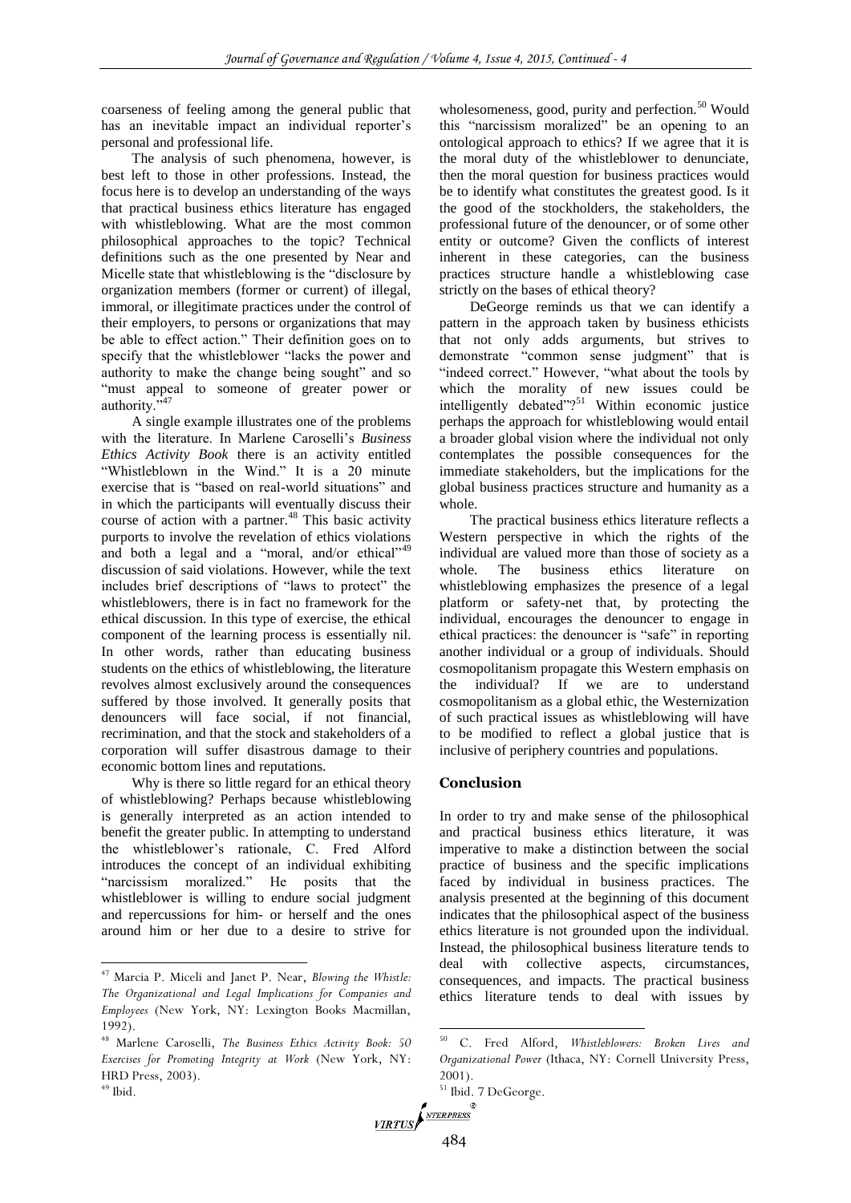coarseness of feeling among the general public that has an inevitable impact an individual reporter's personal and professional life.

The analysis of such phenomena, however, is best left to those in other professions. Instead, the focus here is to develop an understanding of the ways that practical business ethics literature has engaged with whistleblowing. What are the most common philosophical approaches to the topic? Technical definitions such as the one presented by Near and Micelle state that whistleblowing is the "disclosure by organization members (former or current) of illegal, immoral, or illegitimate practices under the control of their employers, to persons or organizations that may be able to effect action." Their definition goes on to specify that the whistleblower "lacks the power and authority to make the change being sought" and so "must appeal to someone of greater power or authority."[47]

A single example illustrates one of the problems with the literature. In Marlene Caroselli's *Business Ethics Activity Book* there is an activity entitled "Whistleblown in the Wind." It is a 20 minute exercise that is "based on real-world situations" and in which the participants will eventually discuss their course of action with a partner.[48] This basic activity purports to involve the revelation of ethics violations and both a legal and a "moral, and/or ethical"[49] discussion of said violations. However, while the text includes brief descriptions of "laws to protect" the whistleblowers, there is in fact no framework for the ethical discussion. In this type of exercise, the ethical component of the learning process is essentially nil. In other words, rather than educating business students on the ethics of whistleblowing, the literature revolves almost exclusively around the consequences suffered by those involved. It generally posits that denouncers will face social, if not financial, recrimination, and that the stock and stakeholders of a corporation will suffer disastrous damage to their economic bottom lines and reputations.

Why is there so little regard for an ethical theory of whistleblowing? Perhaps because whistleblowing is generally interpreted as an action intended to benefit the greater public. In attempting to understand the whistleblower's rationale, C. Fred Alford introduces the concept of an individual exhibiting "narcissism moralized." He posits that the whistleblower is willing to endure social judgment and repercussions for him- or herself and the ones around him or her due to a desire to strive for wholesomeness, good, purity and perfection.[50] Would this "narcissism moralized" be an opening to an ontological approach to ethics? If we agree that it is the moral duty of the whistleblower to denunciate, then the moral question for business practices would be to identify what constitutes the greatest good. Is it the good of the stockholders, the stakeholders, the professional future of the denouncer, or of some other entity or outcome? Given the conflicts of interest inherent in these categories, can the business practices structure handle a whistleblowing case strictly on the bases of ethical theory?

DeGeorge reminds us that we can identify a pattern in the approach taken by business ethicists that not only adds arguments, but strives to demonstrate "common sense judgment" that is "indeed correct." However, "what about the tools by which the morality of new issues could be intelligently debated"?[51] Within economic justice perhaps the approach for whistleblowing would entail a broader global vision where the individual not only contemplates the possible consequences for the immediate stakeholders, but the implications for the global business practices structure and humanity as a whole.

The practical business ethics literature reflects a Western perspective in which the rights of the individual are valued more than those of society as a whole. The business ethics literature on whistleblowing emphasizes the presence of a legal platform or safety-net that, by protecting the individual, encourages the denouncer to engage in ethical practices: the denouncer is "safe" in reporting another individual or a group of individuals. Should cosmopolitanism propagate this Western emphasis on the individual? If we are to understand cosmopolitanism as a global ethic, the Westernization of such practical issues as whistleblowing will have to be modified to reflect a global justice that is inclusive of periphery countries and populations.

## Conclusion

In order to try and make sense of the philosophical and practical business ethics literature, it was imperative to make a distinction between the social practice of business and the specific implications faced by individual in business practices. The analysis presented at the beginning of this document indicates that the philosophical aspect of the business ethics literature is not grounded upon the individual. Instead, the philosophical business literature tends to deal with collective aspects, circumstances, consequences, and impacts. The practical business ethics literature tends to deal with issues by

---

[47] Marcia P. Miceli and Janet P. Near, *Blowing the Whistle: The Organizational and Legal Implications for Companies and Employees* (New York, NY: Lexington Books Macmillan, 1992).

[48] Marlene Caroselli, *The Business Ethics Activity Book: 50 Exercises for Promoting Integrity at Work* (New York, NY: HRD Press, 2003).

[49] Ibid.

[50] C. Fred Alford, *Whistleblowers: Broken Lives and Organizational Power* (Ithaca, NY: Cornell University Press, 2001).

[51] Ibid. 7 DeGeorge.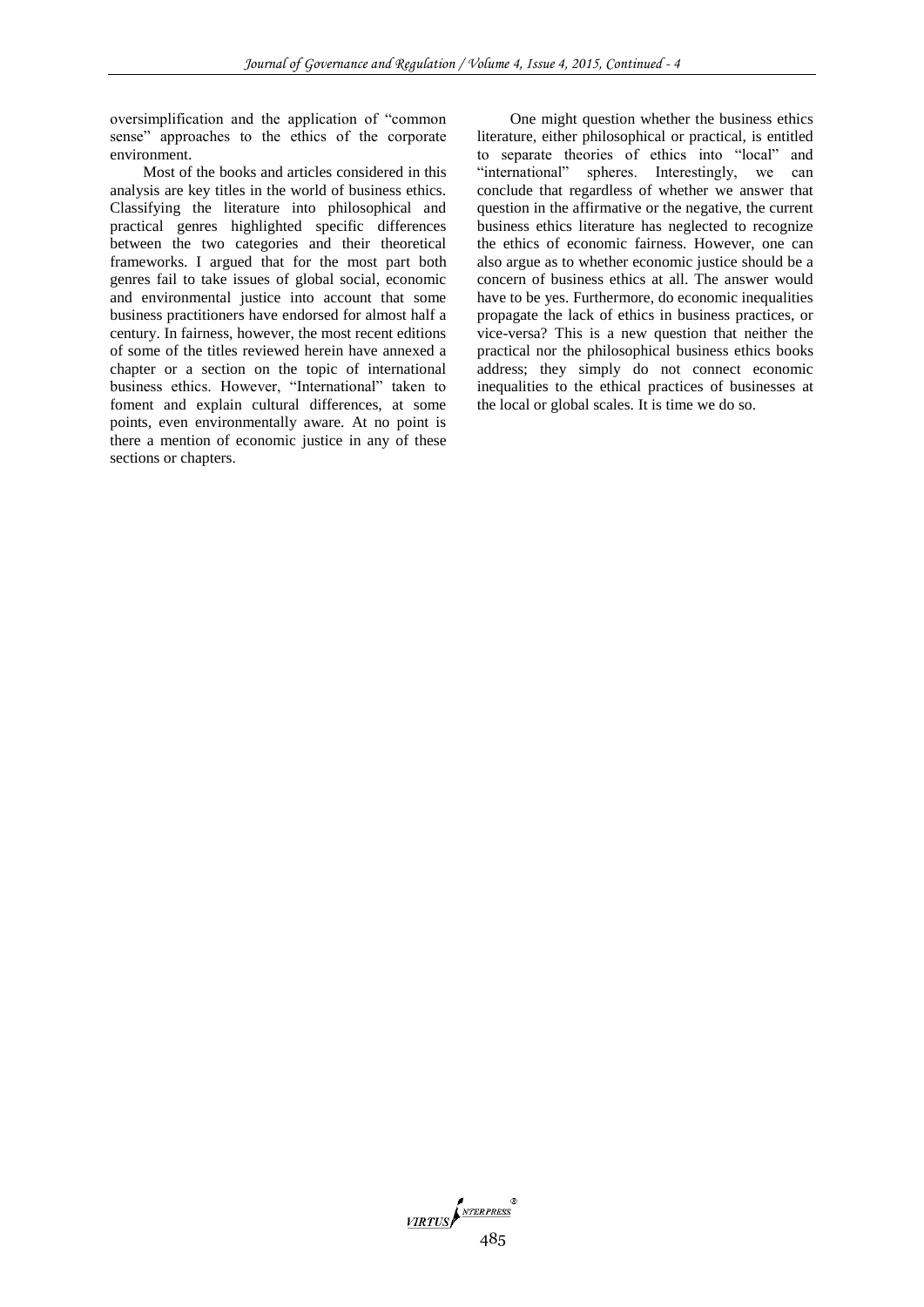oversimplification and the application of “common sense” approaches to the ethics of the corporate environment.

Most of the books and articles considered in this analysis are key titles in the world of business ethics. Classifying the literature into philosophical and practical genres highlighted specific differences between the two categories and their theoretical frameworks. I argued that for the most part both genres fail to take issues of global social, economic and environmental justice into account that some business practitioners have endorsed for almost half a century. In fairness, however, the most recent editions of some of the titles reviewed herein have annexed a chapter or a section on the topic of international business ethics. However, “International” taken to foment and explain cultural differences, at some points, even environmentally aware. At no point is there a mention of economic justice in any of these sections or chapters.

One might question whether the business ethics literature, either philosophical or practical, is entitled to separate theories of ethics into “local” and “international” spheres. Interestingly, we can conclude that regardless of whether we answer that question in the affirmative or the negative, the current business ethics literature has neglected to recognize the ethics of economic fairness. However, one can also argue as to whether economic justice should be a concern of business ethics at all. The answer would have to be yes. Furthermore, do economic inequalities propagate the lack of ethics in business practices, or vice-versa? This is a new question that neither the practical nor the philosophical business ethics books address; they simply do not connect economic inequalities to the ethical practices of businesses at the local or global scales. It is time we do so.